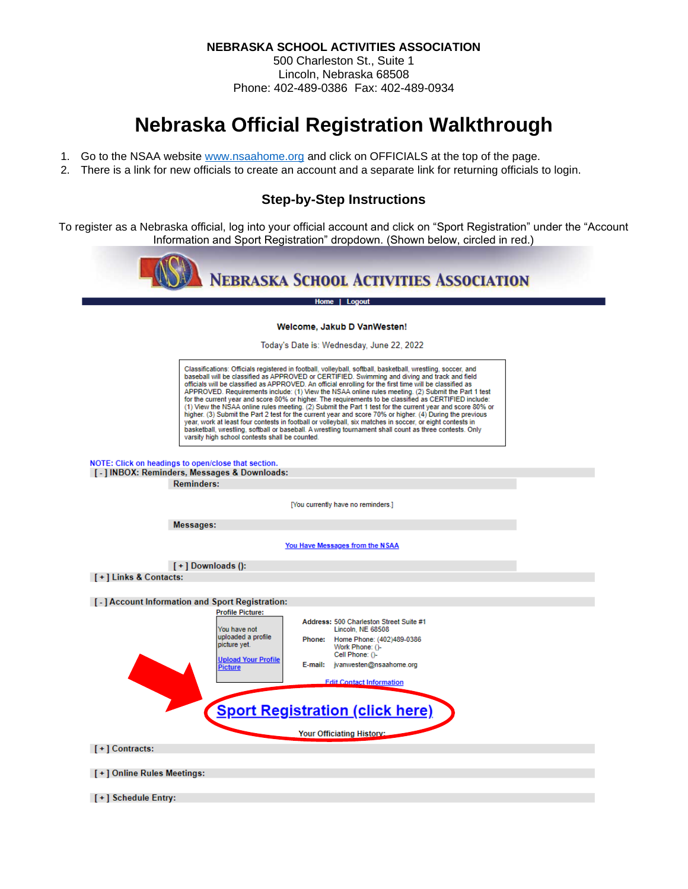**NEBRASKA SCHOOL ACTIVITIES ASSOCIATION**
500 Charleston St., Suite 1
Lincoln, Nebraska 68508
Phone: 402-489-0386 Fax: 402-489-0934

# Nebraska Official Registration Walkthrough

1. Go to the NSAA website www.nsaahome.org and click on OFFICIALS at the top of the page.
2. There is a link for new officials to create an account and a separate link for returning officials to login.

## Step-by-Step Instructions

To register as a Nebraska official, log into your official account and click on "Sport Registration" under the "Account Information and Sport Registration" dropdown. (Shown below, circled in red.)

NEBRASKA SCHOOL ACTIVITIES ASSOCIATION

Home | Logout

**Welcome, Jakub D VanWesten!**

Today's Date is: Wednesday, June 22, 2022

Classifications: Officials registered in football, volleyball, softball, basketball, wrestling, soccer, and baseball will be classified as APPROVED or CERTIFIED. Swimming and diving and track and field officials will be classified as APPROVED. An official enrolling for the first time will be classified as APPROVED. Requirements include: (1) View the NSAA online rules meeting. (2) Submit the Part 1 test for the current year and score 80% or higher. The requirements to be classified as CERTIFIED include: (1) View the NSAA online rules meeting. (2) Submit the Part 1 test for the current year and score 80% or higher. (3) Submit the Part 2 test for the current year and score 70% or higher. (4) During the previous year, work at least four contests in football or volleyball, six matches in soccer, or eight contests in basketball, wrestling, softball or baseball. A wrestling tournament shall count as three contests. Only varsity high school contests shall be counted.

NOTE: Click on headings to open/close that section.

**[ - ] INBOX: Reminders, Messages & Downloads:**

**Reminders:**

[You currently have no reminders.]

**Messages:**

You Have Messages from the NSAA

**[ + ] Downloads ():**

**[ + ] Links & Contacts:**

**[ - ] Account Information and Sport Registration:**

Profile Picture:

You have not uploaded a profile picture yet.

Upload Your Profile Picture

**Address:** 500 Charleston Street Suite #1
Lincoln, NE 68508

**Phone:** Home Phone: (402)489-0386
Work Phone: ()-
Cell Phone: ()-

**E-mail:** jvanwesten@nsaahome.org

Edit Contact Information

**Sport Registration (click here)**

Your Officiating History:

**[ + ] Contracts:**

**[ + ] Online Rules Meetings:**

**[ + ] Schedule Entry:**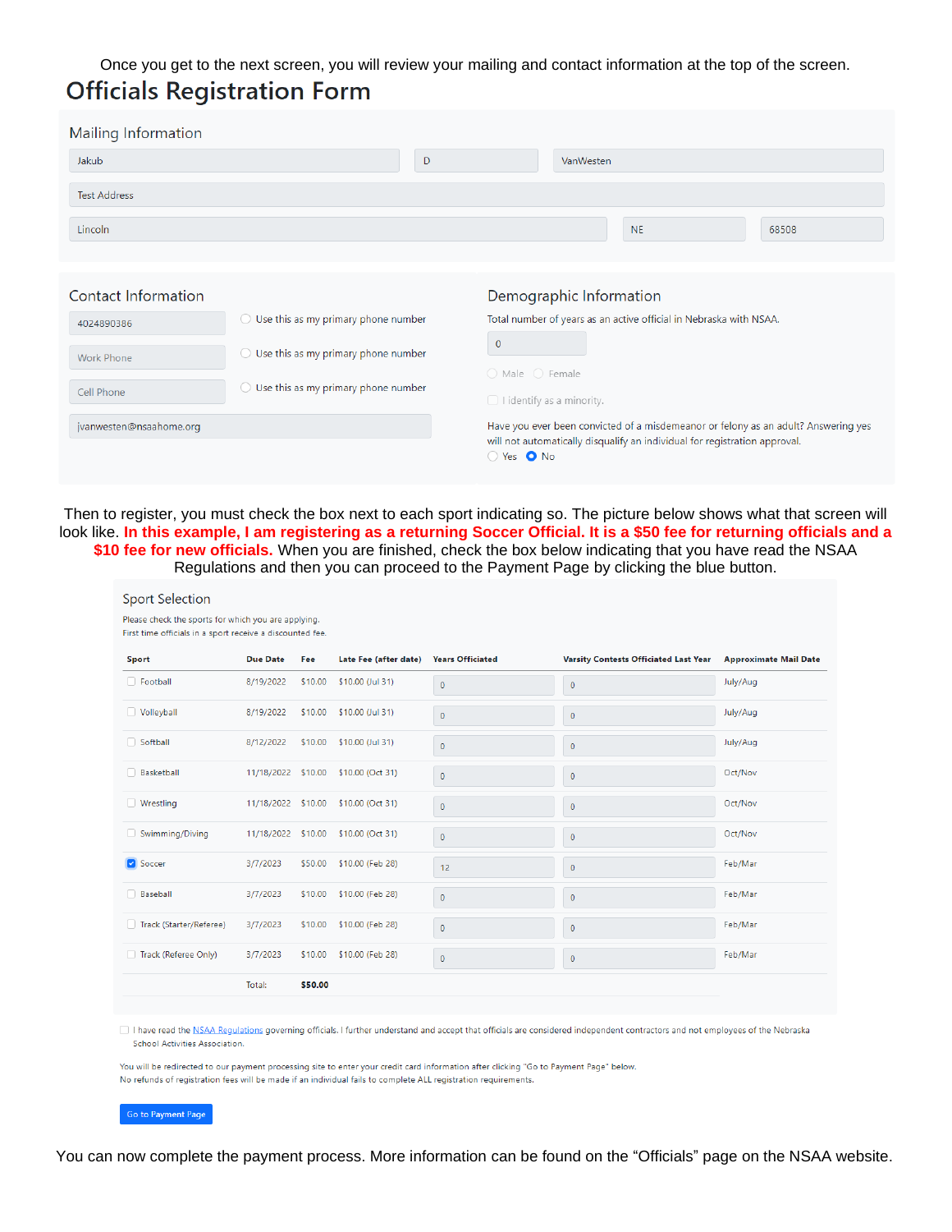Once you get to the next screen, you will review your mailing and contact information at the top of the screen.

# Officials Registration Form

## Mailing Information

Jakub | D | VanWesten

Test Address

Lincoln | NE | 68508

## Contact Information

4024890386 — Use this as my primary phone number

Work Phone — Use this as my primary phone number

Cell Phone — Use this as my primary phone number

jvanwesten@nsaahome.org

## Demographic Information

Total number of years as an active official in Nebraska with NSAA.

0

Male  Female

I identify as a minority.

Have you ever been convicted of a misdemeanor or felony as an adult? Answering yes will not automatically disqualify an individual for registration approval.

Yes  No

Then to register, you must check the box next to each sport indicating so. The picture below shows what that screen will look like. **In this example, I am registering as a returning Soccer Official. It is a $50 fee for returning officials and a $10 fee for new officials.** When you are finished, check the box below indicating that you have read the NSAA Regulations and then you can proceed to the Payment Page by clicking the blue button.

## Sport Selection

Please check the sports for which you are applying.
First time officials in a sport receive a discounted fee.

| Sport | Due Date | Fee | Late Fee (after date) | Years Officiated | Varsity Contests Officiated Last Year | Approximate Mail Date |
|---|---|---|---|---|---|---|
| ☐ Football | 8/19/2022 | $10.00 | $10.00 (Jul 31) | 0 | 0 | July/Aug |
| ☐ Volleyball | 8/19/2022 | $10.00 | $10.00 (Jul 31) | 0 | 0 | July/Aug |
| ☐ Softball | 8/12/2022 | $10.00 | $10.00 (Jul 31) | 0 | 0 | July/Aug |
| ☐ Basketball | 11/18/2022 | $10.00 | $10.00 (Oct 31) | 0 | 0 | Oct/Nov |
| ☐ Wrestling | 11/18/2022 | $10.00 | $10.00 (Oct 31) | 0 | 0 | Oct/Nov |
| ☐ Swimming/Diving | 11/18/2022 | $10.00 | $10.00 (Oct 31) | 0 | 0 | Oct/Nov |
| ☑ Soccer | 3/7/2023 | $50.00 | $10.00 (Feb 28) | 12 | 0 | Feb/Mar |
| ☐ Baseball | 3/7/2023 | $10.00 | $10.00 (Feb 28) | 0 | 0 | Feb/Mar |
| ☐ Track (Starter/Referee) | 3/7/2023 | $10.00 | $10.00 (Feb 28) | 0 | 0 | Feb/Mar |
| ☐ Track (Referee Only) | 3/7/2023 | $10.00 | $10.00 (Feb 28) | 0 | 0 | Feb/Mar |
| | Total: | **$50.00** | | | | |

☐ I have read the NSAA Regulations governing officials. I further understand and accept that officials are considered independent contractors and not employees of the Nebraska School Activities Association.

You will be redirected to our payment processing site to enter your credit card information after clicking "Go to Payment Page" below.
No refunds of registration fees will be made if an individual fails to complete ALL registration requirements.

Go to Payment Page

You can now complete the payment process. More information can be found on the "Officials" page on the NSAA website.